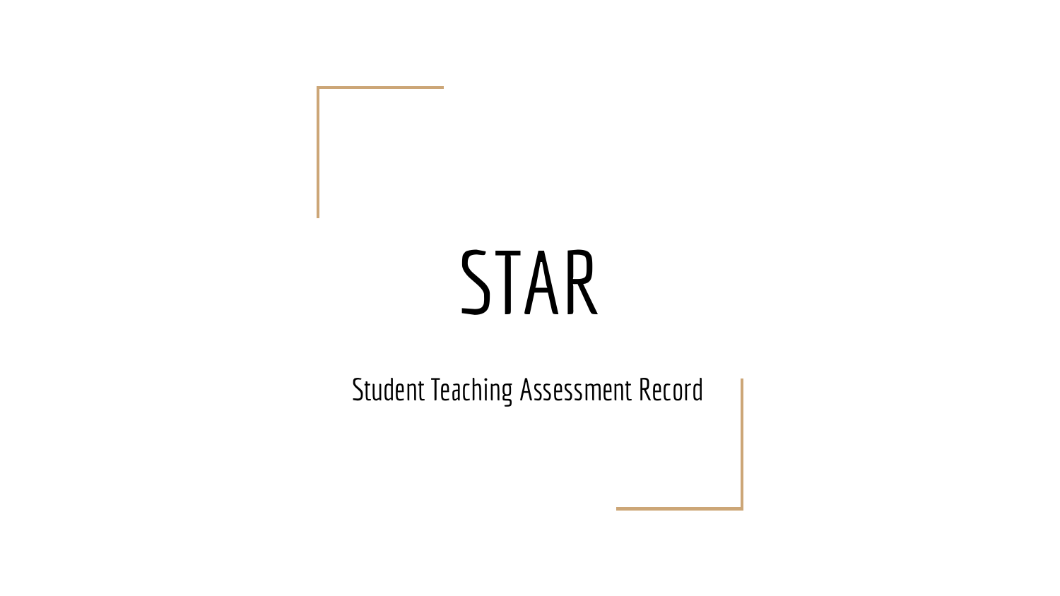# STAR

Student Teaching Assessment Record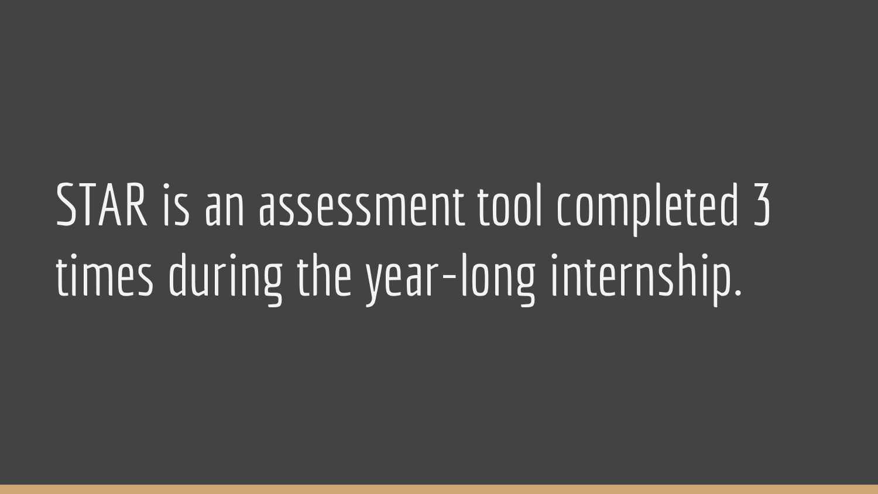STAR is an assessment tool completed 3 times during the year-long internship.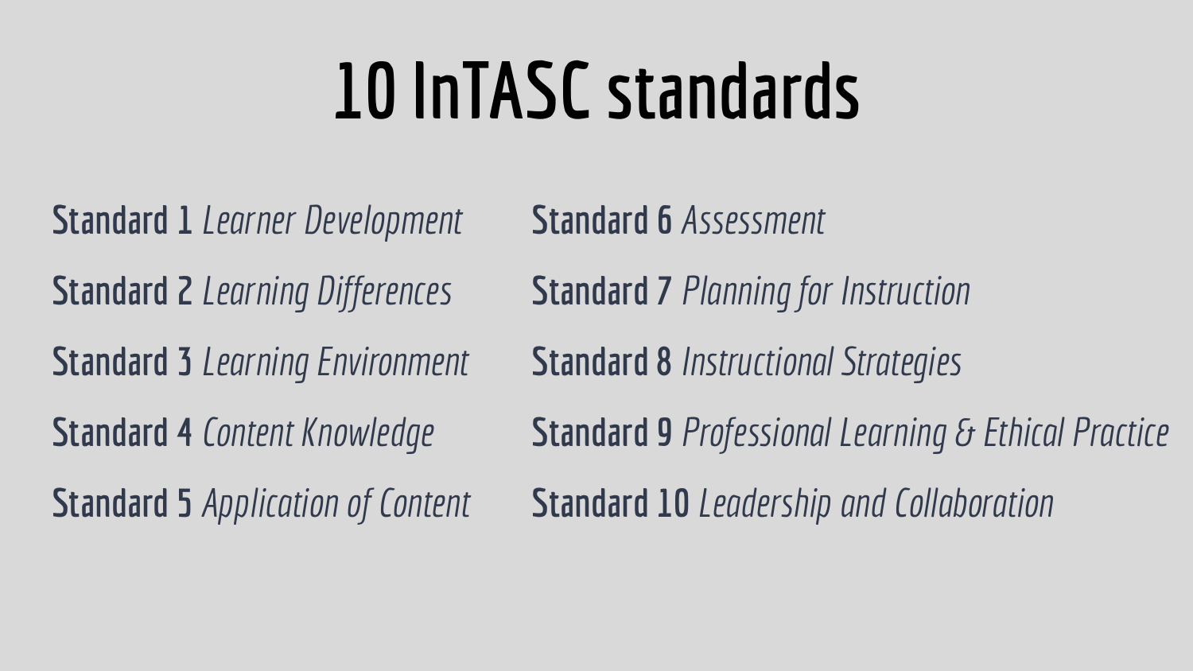# 10 InTASC standards

**Standard 1** *Learner Development*

**Standard 2** *Learning Differences*

**Standard 3** *Learning Environment*

**Standard 4** *Content Knowledge*

**Standard 5** *Application of Content*

**Standard 6** *Assessment*

**Standard 7** *Planning for Instruction*

**Standard 8** *Instructional Strategies*

**Standard 9** *Professional Learning & Ethical Practice*

**Standard 10** *Leadership and Collaboration*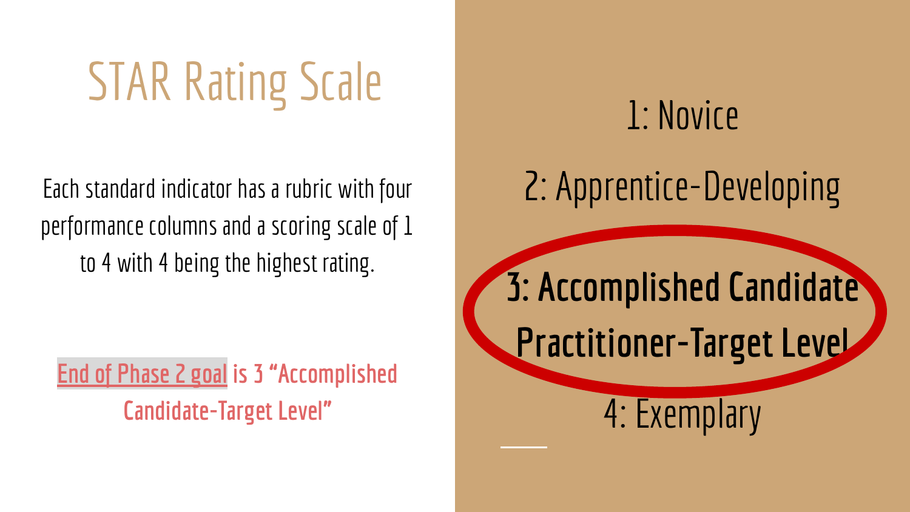# STAR Rating Scale

Each standard indicator has a rubric with four performance columns and a scoring scale of 1 to 4 with 4 being the highest rating.

End of Phase 2 goal is 3 "Accomplished Candidate-Target Level"

1: Novice

2: Apprentice-Developing

**3: Accomplished Candidate Practitioner-Target Level**

4: Exemplary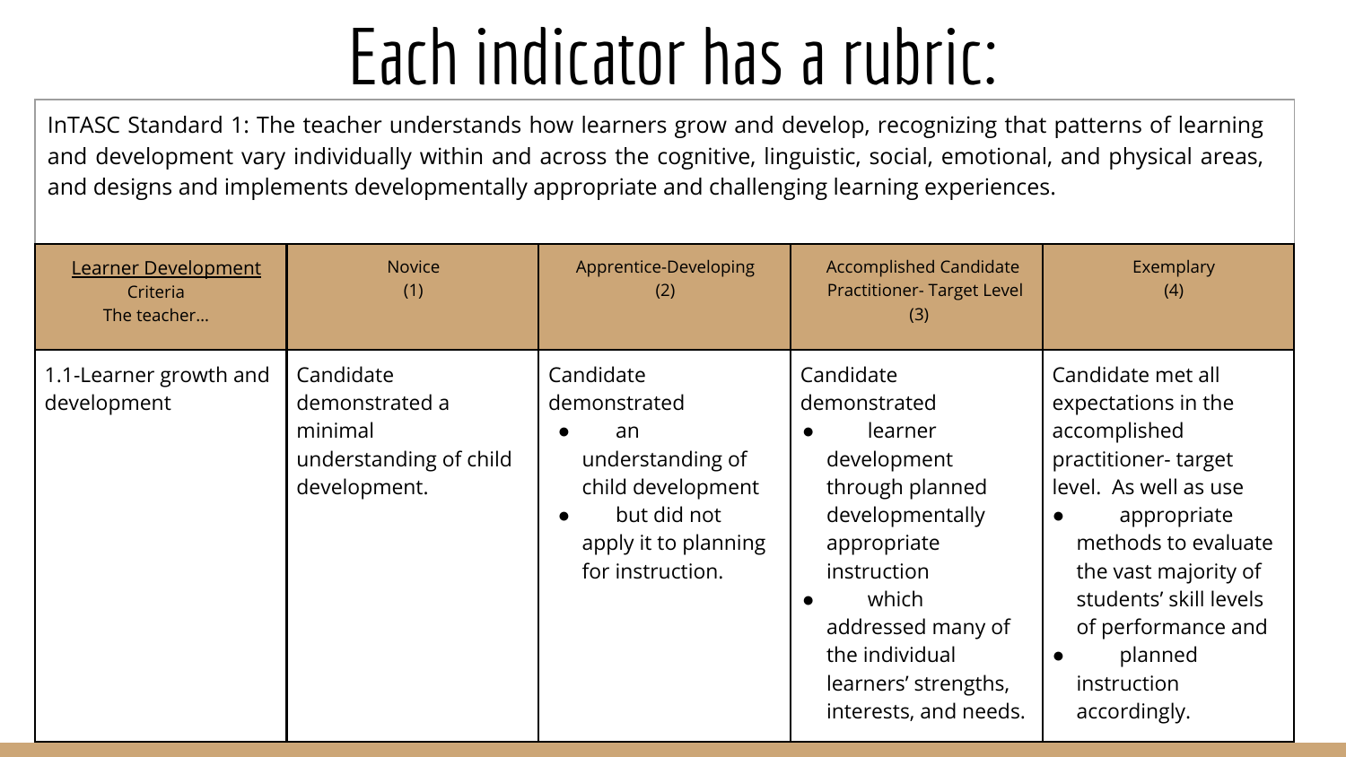# Each indicator has a rubric:

InTASC Standard 1: The teacher understands how learners grow and develop, recognizing that patterns of learning and development vary individually within and across the cognitive, linguistic, social, emotional, and physical areas, and designs and implements developmentally appropriate and challenging learning experiences.

| Learner Development Criteria The teacher… | Novice (1) | Apprentice-Developing (2) | Accomplished Candidate Practitioner- Target Level (3) | Exemplary (4) |
| --- | --- | --- | --- | --- |
| 1.1-Learner growth and development | Candidate demonstrated a minimal understanding of child development. | Candidate demonstrated <br>• an understanding of child development <br>• but did not apply it to planning for instruction. | Candidate demonstrated <br>• learner development through planned developmentally appropriate instruction <br>• which addressed many of the individual learners' strengths, interests, and needs. | Candidate met all expectations in the accomplished practitioner- target level. As well as use <br>• appropriate methods to evaluate the vast majority of students' skill levels of performance and <br>• planned instruction accordingly. |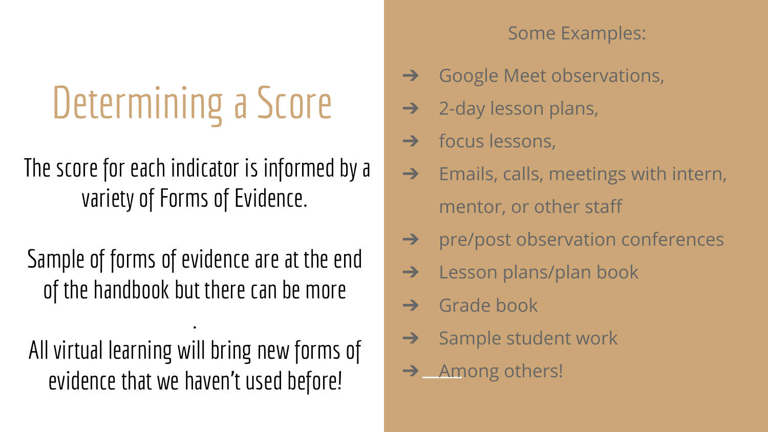# Determining a Score

The score for each indicator is informed by a variety of Forms of Evidence.

Sample of forms of evidence are at the end of the handbook but there can be more

.

All virtual learning will bring new forms of evidence that we haven't used before!

Some Examples:

- Google Meet observations,
- 2-day lesson plans,
- focus lessons,
- Emails, calls, meetings with intern, mentor, or other staff
- pre/post observation conferences
- Lesson plans/plan book
- Grade book
- Sample student work
- Among others!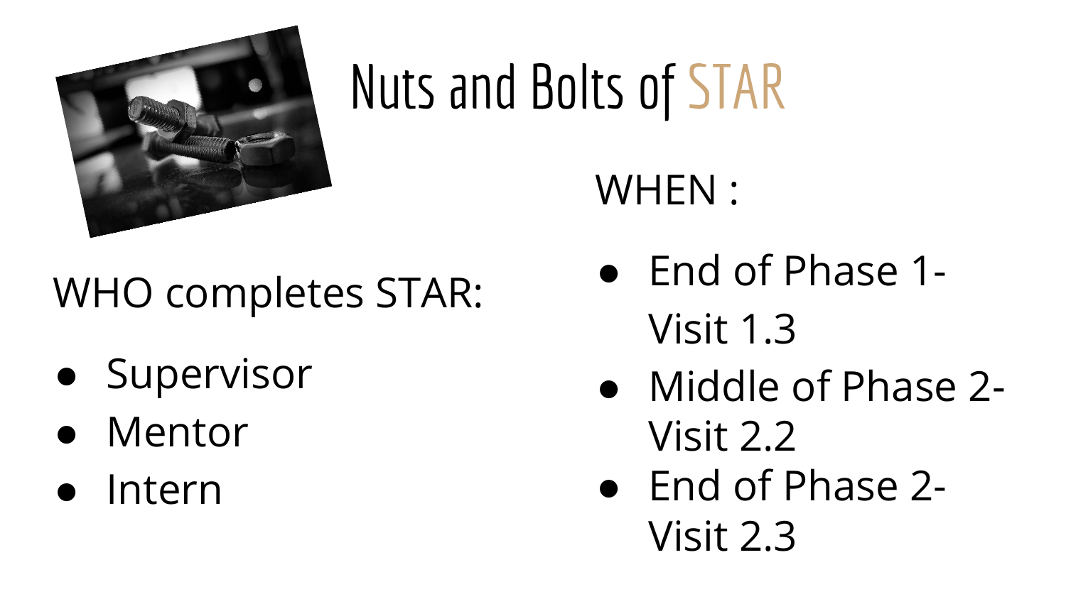# Nuts and Bolts of STAR

WHO completes STAR:

- Supervisor
- Mentor
- Intern

WHEN :

- End of Phase 1- Visit 1.3
- Middle of Phase 2- Visit 2.2
- End of Phase 2- Visit 2.3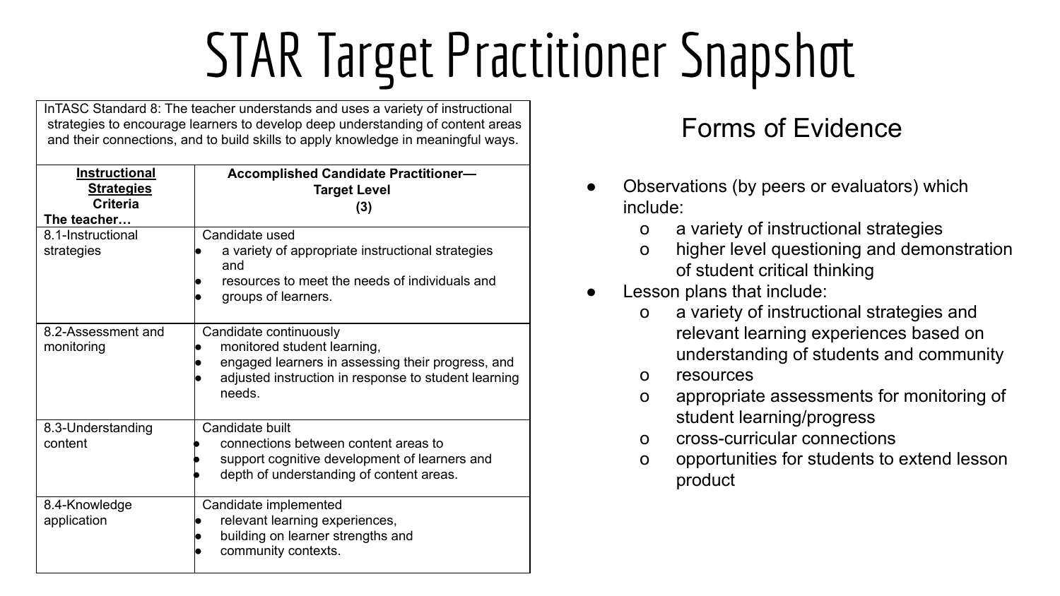# STAR Target Practitioner Snapshot

| InTASC Standard 8: The teacher understands and uses a variety of instructional strategies to encourage learners to develop deep understanding of content areas and their connections, and to build skills to apply knowledge in meaningful ways. | |
|---|---|
| **Instructional Strategies Criteria The teacher…** | **Accomplished Candidate Practitioner—Target Level (3)** |
| 8.1-Instructional strategies | Candidate used <br>• a variety of appropriate instructional strategies and <br>• resources to meet the needs of individuals and <br>• groups of learners. |
| 8.2-Assessment and monitoring | Candidate continuously <br>• monitored student learning, <br>• engaged learners in assessing their progress, and <br>• adjusted instruction in response to student learning needs. |
| 8.3-Understanding content | Candidate built <br>• connections between content areas to <br>• support cognitive development of learners and <br>• depth of understanding of content areas. |
| 8.4-Knowledge application | Candidate implemented <br>• relevant learning experiences, <br>• building on learner strengths and <br>• community contexts. |

## Forms of Evidence

- Observations (by peers or evaluators) which include:
  - a variety of instructional strategies
  - higher level questioning and demonstration of student critical thinking
- Lesson plans that include:
  - a variety of instructional strategies and relevant learning experiences based on understanding of students and community
  - resources
  - appropriate assessments for monitoring of student learning/progress
  - cross-curricular connections
  - opportunities for students to extend lesson product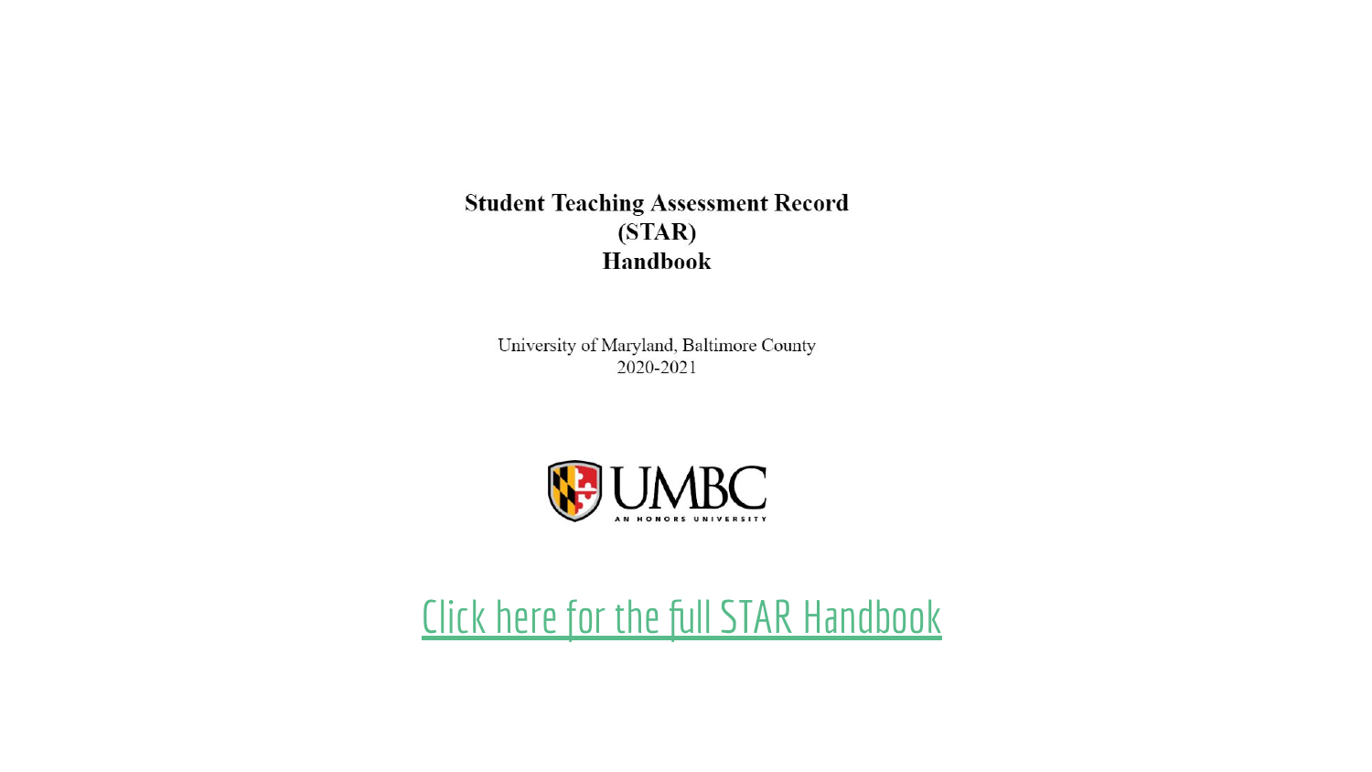**Student Teaching Assessment Record**
**(STAR)**
**Handbook**

University of Maryland, Baltimore County
2020-2021

UMBC
AN HONORS UNIVERSITY

Click here for the full STAR Handbook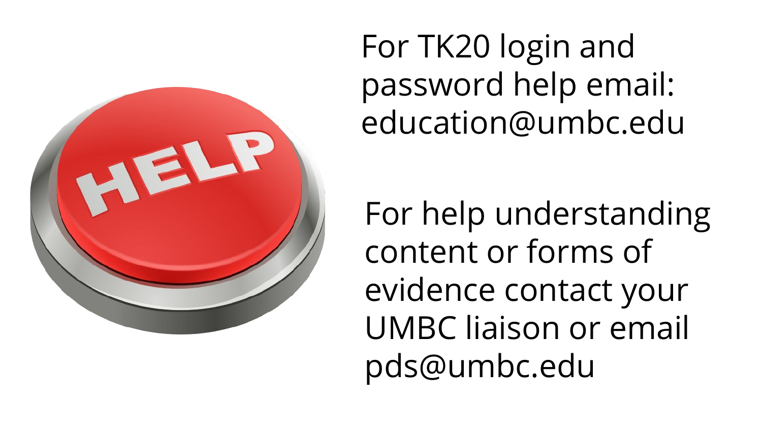For TK20 login and password help email: education@umbc.edu

For help understanding content or forms of evidence contact your UMBC liaison or email pds@umbc.edu